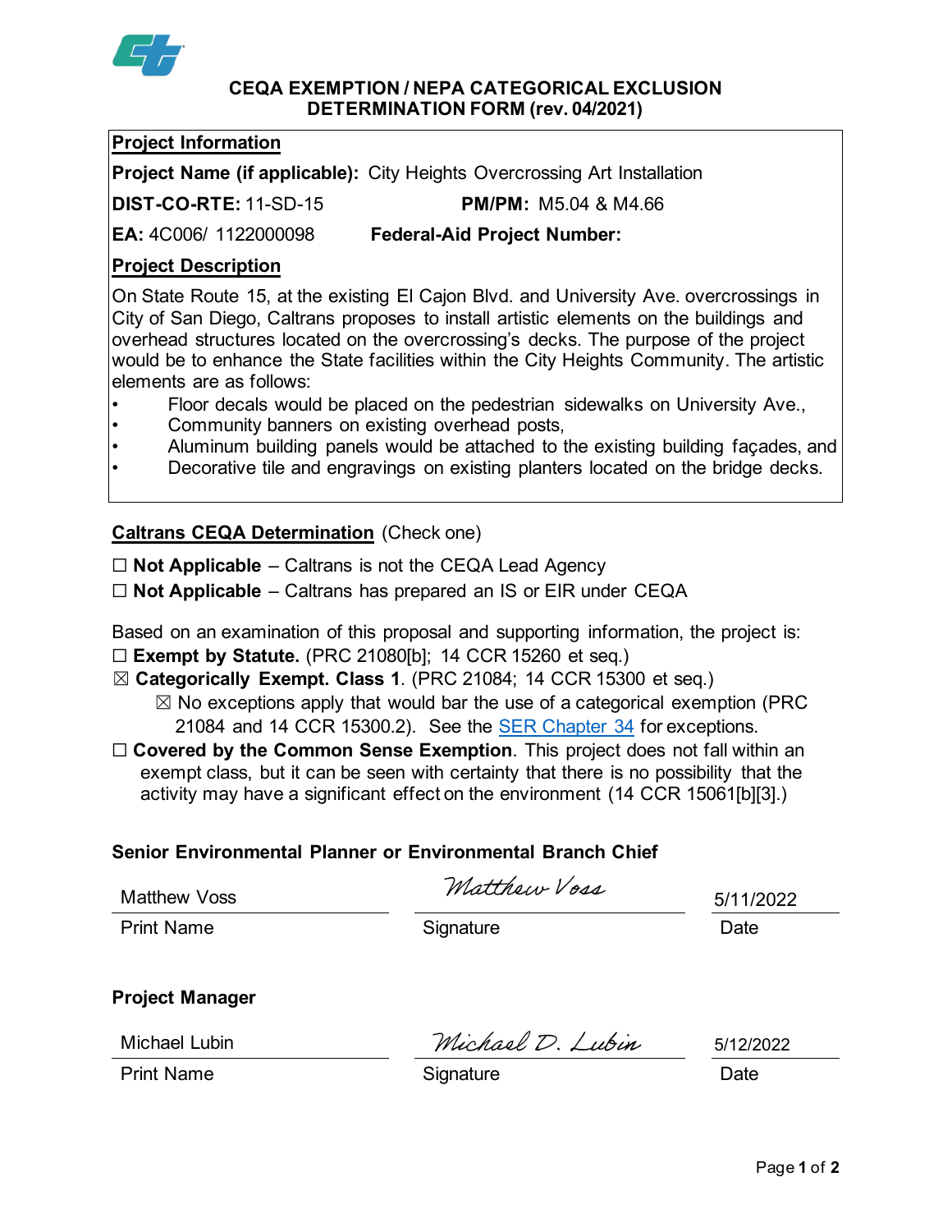# CEQA EXEMPTION / NEPA CATEGORICAL EXCLUSION DETERMINATION FORM (rev. 04/2021)

## Project Information

**Project Name (if applicable):** City Heights Overcrossing Art Installation

**DIST-CO-RTE:** 11-SD-15 **PM/PM:** M5.04 & M4.66

**EA:** 4C006/ 1122000098 **Federal-Aid Project Number:**

## Project Description

On State Route 15, at the existing El Cajon Blvd. and University Ave. overcrossings in City of San Diego, Caltrans proposes to install artistic elements on the buildings and overhead structures located on the overcrossing's decks. The purpose of the project would be to enhance the State facilities within the City Heights Community. The artistic elements are as follows:

- Floor decals would be placed on the pedestrian sidewalks on University Ave.,
- Community banners on existing overhead posts,
- Aluminum building panels would be attached to the existing building façades, and
- Decorative tile and engravings on existing planters located on the bridge decks.

## Caltrans CEQA Determination (Check one)

☐ **Not Applicable** – Caltrans is not the CEQA Lead Agency

☐ **Not Applicable** – Caltrans has prepared an IS or EIR under CEQA

Based on an examination of this proposal and supporting information, the project is:

☐ **Exempt by Statute.** (PRC 21080[b]; 14 CCR 15260 et seq.)

☒ **Categorically Exempt. Class 1**. (PRC 21084; 14 CCR 15300 et seq.)

☒ No exceptions apply that would bar the use of a categorical exemption (PRC 21084 and 14 CCR 15300.2). See the SER Chapter 34 for exceptions.

☐ **Covered by the Common Sense Exemption**. This project does not fall within an exempt class, but it can be seen with certainty that there is no possibility that the activity may have a significant effect on the environment (14 CCR 15061[b][3].)

### Senior Environmental Planner or Environmental Branch Chief

| Matthew Voss | *Matthew Voss* | 5/11/2022 |
|---|---|---|
| Print Name | Signature | Date |

### Project Manager

| Michael Lubin | *Michael D. Lubin* | 5/12/2022 |
|---|---|---|
| Print Name | Signature | Date |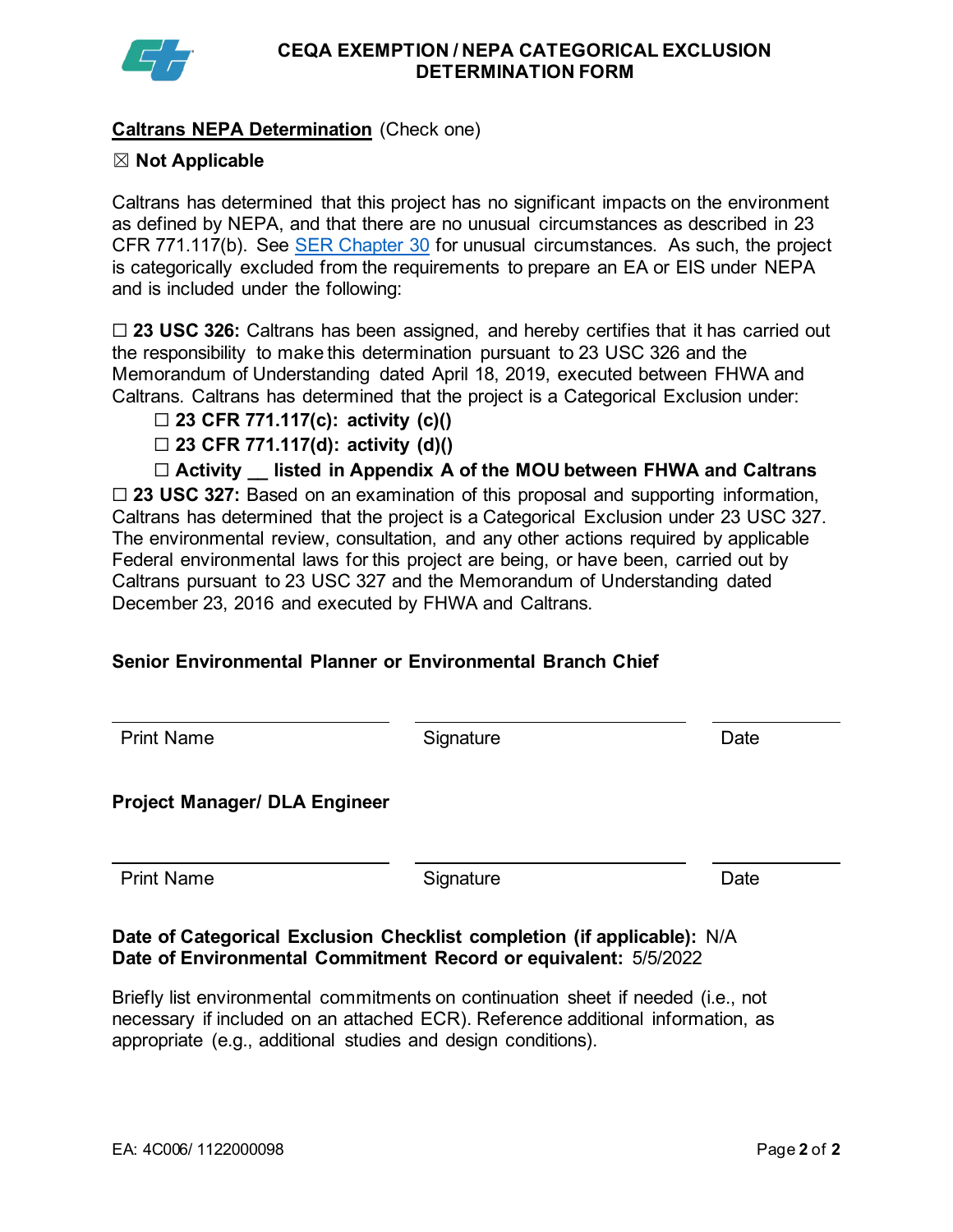# CEQA EXEMPTION / NEPA CATEGORICAL EXCLUSION DETERMINATION FORM

**Caltrans NEPA Determination** (Check one)

☒ **Not Applicable**

Caltrans has determined that this project has no significant impacts on the environment as defined by NEPA, and that there are no unusual circumstances as described in 23 CFR 771.117(b). See SER Chapter 30 for unusual circumstances. As such, the project is categorically excluded from the requirements to prepare an EA or EIS under NEPA and is included under the following:

☐ **23 USC 326:** Caltrans has been assigned, and hereby certifies that it has carried out the responsibility to make this determination pursuant to 23 USC 326 and the Memorandum of Understanding dated April 18, 2019, executed between FHWA and Caltrans. Caltrans has determined that the project is a Categorical Exclusion under:

- ☐ **23 CFR 771.117(c): activity (c)()**
- ☐ **23 CFR 771.117(d): activity (d)()**
- ☐ **Activity __ listed in Appendix A of the MOU between FHWA and Caltrans**

☐ **23 USC 327:** Based on an examination of this proposal and supporting information, Caltrans has determined that the project is a Categorical Exclusion under 23 USC 327. The environmental review, consultation, and any other actions required by applicable Federal environmental laws for this project are being, or have been, carried out by Caltrans pursuant to 23 USC 327 and the Memorandum of Understanding dated December 23, 2016 and executed by FHWA and Caltrans.

**Senior Environmental Planner or Environmental Branch Chief**

| Print Name | Signature | Date |
| --- | --- | --- |
| | | |

**Project Manager/ DLA Engineer**

| Print Name | Signature | Date |
| --- | --- | --- |
| | | |

**Date of Categorical Exclusion Checklist completion (if applicable):** N/A
**Date of Environmental Commitment Record or equivalent:** 5/5/2022

Briefly list environmental commitments on continuation sheet if needed (i.e., not necessary if included on an attached ECR). Reference additional information, as appropriate (e.g., additional studies and design conditions).

EA: 4C006/ 1122000098